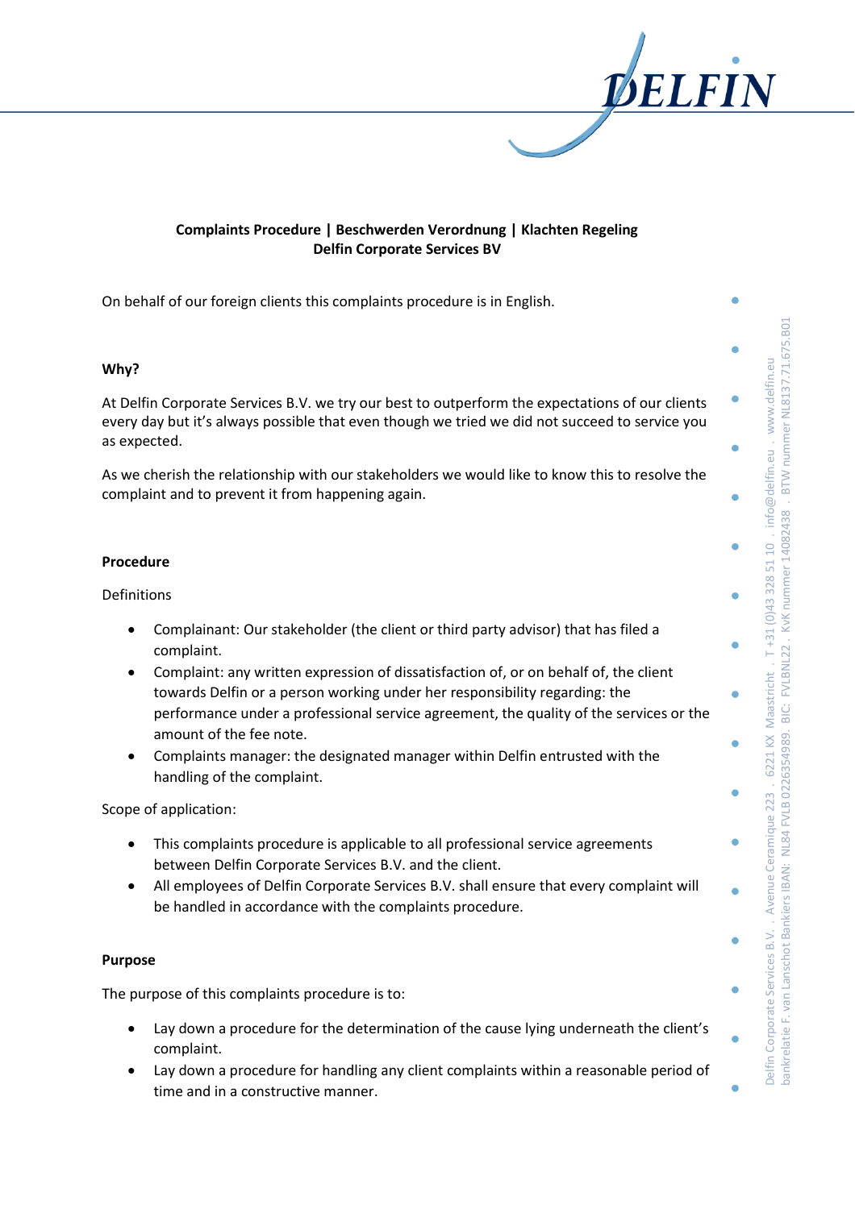**Complaints Procedure | Beschwerden Verordnung | Klachten Regeling**
**Delfin Corporate Services BV**

On behalf of our foreign clients this complaints procedure is in English.

## Why?

At Delfin Corporate Services B.V. we try our best to outperform the expectations of our clients every day but it's always possible that even though we tried we did not succeed to service you as expected.

As we cherish the relationship with our stakeholders we would like to know this to resolve the complaint and to prevent it from happening again.

## Procedure

Definitions

- Complainant: Our stakeholder (the client or third party advisor) that has filed a complaint.
- Complaint: any written expression of dissatisfaction of, or on behalf of, the client towards Delfin or a person working under her responsibility regarding: the performance under a professional service agreement, the quality of the services or the amount of the fee note.
- Complaints manager: the designated manager within Delfin entrusted with the handling of the complaint.

Scope of application:

- This complaints procedure is applicable to all professional service agreements between Delfin Corporate Services B.V. and the client.
- All employees of Delfin Corporate Services B.V. shall ensure that every complaint will be handled in accordance with the complaints procedure.

## Purpose

The purpose of this complaints procedure is to:

- Lay down a procedure for the determination of the cause lying underneath the client's complaint.
- Lay down a procedure for handling any client complaints within a reasonable period of time and in a constructive manner.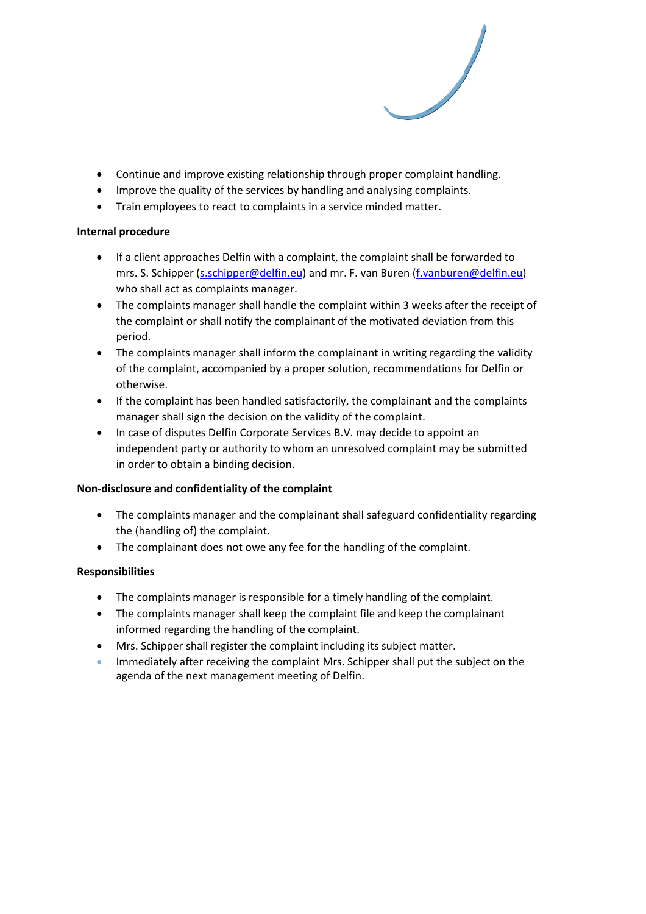- Continue and improve existing relationship through proper complaint handling.
- Improve the quality of the services by handling and analysing complaints.
- Train employees to react to complaints in a service minded matter.

**Internal procedure**

- If a client approaches Delfin with a complaint, the complaint shall be forwarded to mrs. S. Schipper (s.schipper@delfin.eu) and mr. F. van Buren (f.vanburen@delfin.eu) who shall act as complaints manager.
- The complaints manager shall handle the complaint within 3 weeks after the receipt of the complaint or shall notify the complainant of the motivated deviation from this period.
- The complaints manager shall inform the complainant in writing regarding the validity of the complaint, accompanied by a proper solution, recommendations for Delfin or otherwise.
- If the complaint has been handled satisfactorily, the complainant and the complaints manager shall sign the decision on the validity of the complaint.
- In case of disputes Delfin Corporate Services B.V. may decide to appoint an independent party or authority to whom an unresolved complaint may be submitted in order to obtain a binding decision.

**Non-disclosure and confidentiality of the complaint**

- The complaints manager and the complainant shall safeguard confidentiality regarding the (handling of) the complaint.
- The complainant does not owe any fee for the handling of the complaint.

**Responsibilities**

- The complaints manager is responsible for a timely handling of the complaint.
- The complaints manager shall keep the complaint file and keep the complainant informed regarding the handling of the complaint.
- Mrs. Schipper shall register the complaint including its subject matter.
- Immediately after receiving the complaint Mrs. Schipper shall put the subject on the agenda of the next management meeting of Delfin.